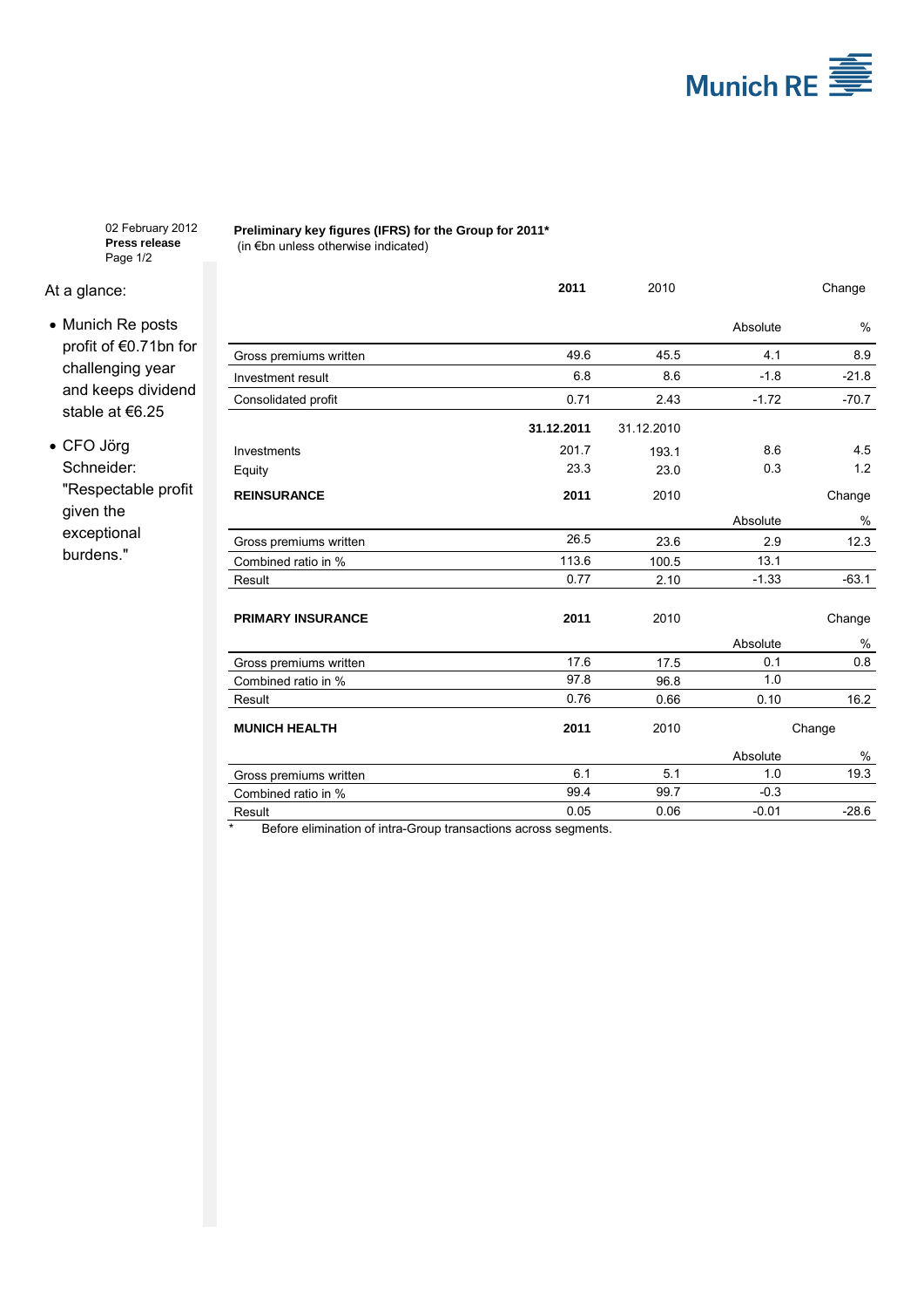02 February 2012
**Press release**

At a glance:

- Munich Re posts profit of €0.71bn for challenging year and keeps dividend stable at €6.25
- CFO Jörg Schneider: "Respectable profit given the exceptional burdens."

**Preliminary key figures (IFRS) for the Group for 2011***
(in €bn unless otherwise indicated)

| | **2011** | 2010 | Change | |
|---|---|---|---|---|
| | | | Absolute | % |
| Gross premiums written | 49.6 | 45.5 | 4.1 | 8.9 |
| Investment result | 6.8 | 8.6 | -1.8 | -21.8 |
| Consolidated profit | 0.71 | 2.43 | -1.72 | -70.7 |
| | **31.12.2011** | 31.12.2010 | | |
| Investments | 201.7 | 193.1 | 8.6 | 4.5 |
| Equity | 23.3 | 23.0 | 0.3 | 1.2 |

| **REINSURANCE** | **2011** | 2010 | Change | |
|---|---|---|---|---|
| | | | Absolute | % |
| Gross premiums written | 26.5 | 23.6 | 2.9 | 12.3 |
| Combined ratio in % | 113.6 | 100.5 | 13.1 | |
| Result | 0.77 | 2.10 | -1.33 | -63.1 |

| **PRIMARY INSURANCE** | **2011** | 2010 | Change | |
|---|---|---|---|---|
| | | | Absolute | % |
| Gross premiums written | 17.6 | 17.5 | 0.1 | 0.8 |
| Combined ratio in % | 97.8 | 96.8 | 1.0 | |
| Result | 0.76 | 0.66 | 0.10 | 16.2 |

| **MUNICH HEALTH** | **2011** | 2010 | Change | |
|---|---|---|---|---|
| | | | Absolute | % |
| Gross premiums written | 6.1 | 5.1 | 1.0 | 19.3 |
| Combined ratio in % | 99.4 | 99.7 | -0.3 | |
| Result | 0.05 | 0.06 | -0.01 | -28.6 |

\* Before elimination of intra-Group transactions across segments.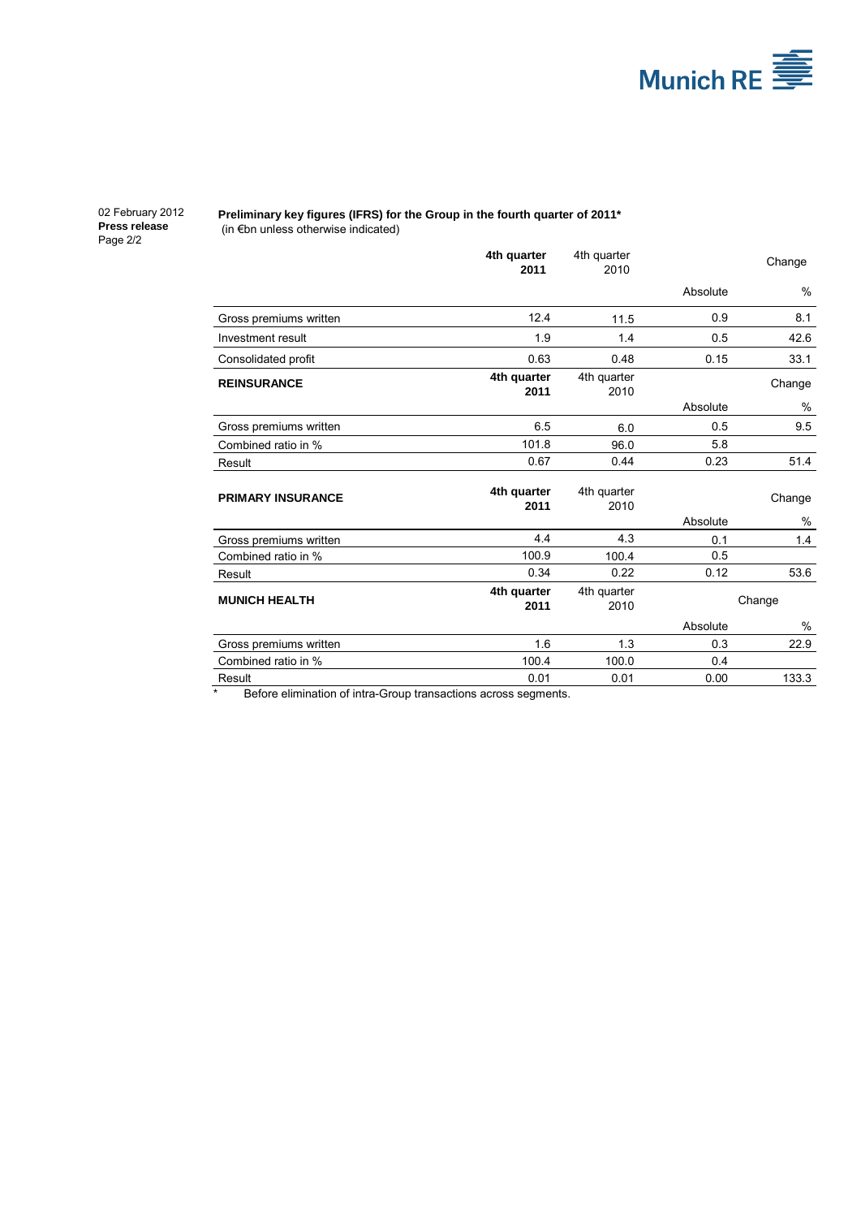02 February 2012
**Press release**

**Preliminary key figures (IFRS) for the Group in the fourth quarter of 2011***
(in €bn unless otherwise indicated)

| | **4th quarter 2011** | 4th quarter 2010 | Change | |
|---|---|---|---|---|
| | | | Absolute | % |
| Gross premiums written | 12.4 | 11.5 | 0.9 | 8.1 |
| Investment result | 1.9 | 1.4 | 0.5 | 42.6 |
| Consolidated profit | 0.63 | 0.48 | 0.15 | 33.1 |

| **REINSURANCE** | **4th quarter 2011** | 4th quarter 2010 | Change | |
|---|---|---|---|---|
| | | | Absolute | % |
| Gross premiums written | 6.5 | 6.0 | 0.5 | 9.5 |
| Combined ratio in % | 101.8 | 96.0 | 5.8 | |
| Result | 0.67 | 0.44 | 0.23 | 51.4 |

| **PRIMARY INSURANCE** | **4th quarter 2011** | 4th quarter 2010 | Change | |
|---|---|---|---|---|
| | | | Absolute | % |
| Gross premiums written | 4.4 | 4.3 | 0.1 | 1.4 |
| Combined ratio in % | 100.9 | 100.4 | 0.5 | |
| Result | 0.34 | 0.22 | 0.12 | 53.6 |

| **MUNICH HEALTH** | **4th quarter 2011** | 4th quarter 2010 | Change | |
|---|---|---|---|---|
| | | | Absolute | % |
| Gross premiums written | 1.6 | 1.3 | 0.3 | 22.9 |
| Combined ratio in % | 100.4 | 100.0 | 0.4 | |
| Result | 0.01 | 0.01 | 0.00 | 133.3 |

\* Before elimination of intra-Group transactions across segments.